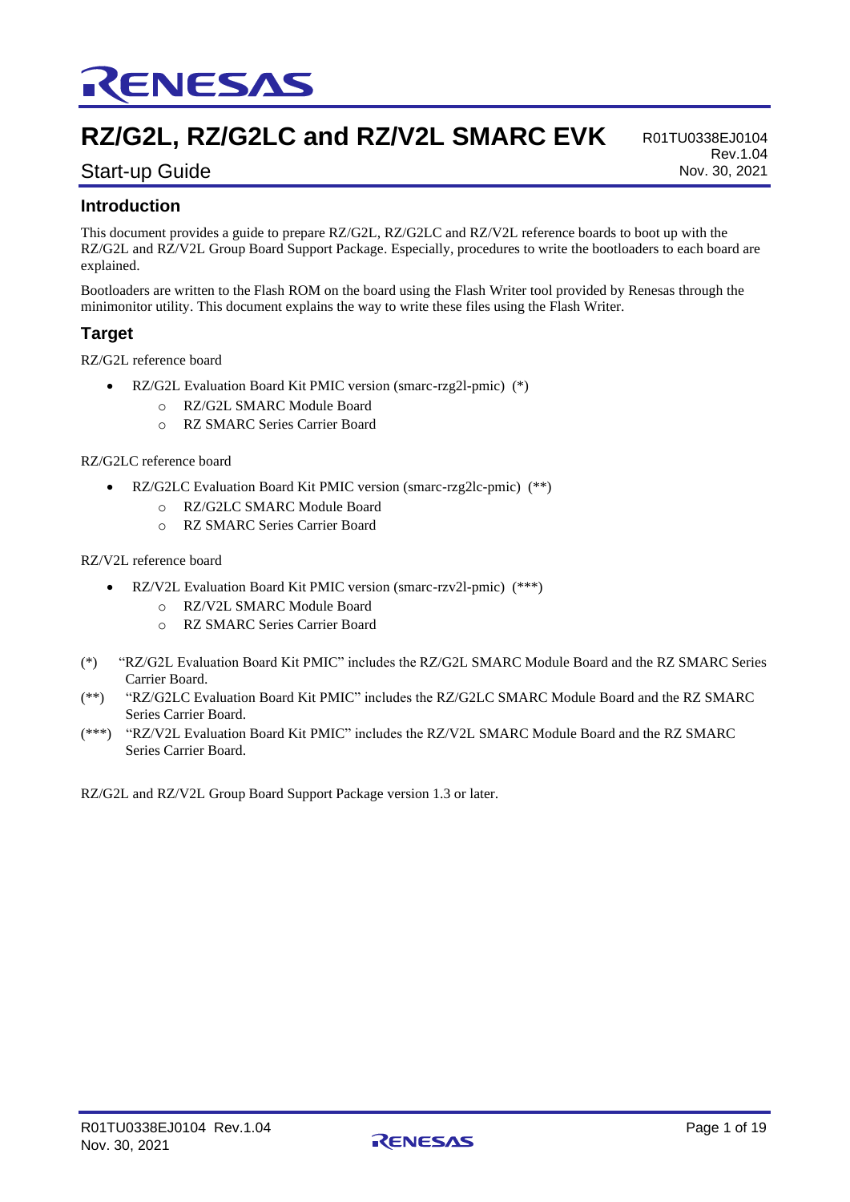# RZ/G2L, RZ/G2LC and RZ/V2L SMARC EVK

R01TU0338EJ0104
Rev.1.04
Nov. 30, 2021

## Start-up Guide

## Introduction

This document provides a guide to prepare RZ/G2L, RZ/G2LC and RZ/V2L reference boards to boot up with the RZ/G2L and RZ/V2L Group Board Support Package. Especially, procedures to write the bootloaders to each board are explained.

Bootloaders are written to the Flash ROM on the board using the Flash Writer tool provided by Renesas through the minimonitor utility. This document explains the way to write these files using the Flash Writer.

## Target

RZ/G2L reference board

- RZ/G2L Evaluation Board Kit PMIC version (smarc-rzg2l-pmic) (*)
  - RZ/G2L SMARC Module Board
  - RZ SMARC Series Carrier Board

RZ/G2LC reference board

- RZ/G2LC Evaluation Board Kit PMIC version (smarc-rzg2lc-pmic) (**)
  - RZ/G2LC SMARC Module Board
  - RZ SMARC Series Carrier Board

RZ/V2L reference board

- RZ/V2L Evaluation Board Kit PMIC version (smarc-rzv2l-pmic) (***)
  - RZ/V2L SMARC Module Board
  - RZ SMARC Series Carrier Board

(*) "RZ/G2L Evaluation Board Kit PMIC" includes the RZ/G2L SMARC Module Board and the RZ SMARC Series Carrier Board.

(**) "RZ/G2LC Evaluation Board Kit PMIC" includes the RZ/G2LC SMARC Module Board and the RZ SMARC Series Carrier Board.

(***) "RZ/V2L Evaluation Board Kit PMIC" includes the RZ/V2L SMARC Module Board and the RZ SMARC Series Carrier Board.

RZ/G2L and RZ/V2L Group Board Support Package version 1.3 or later.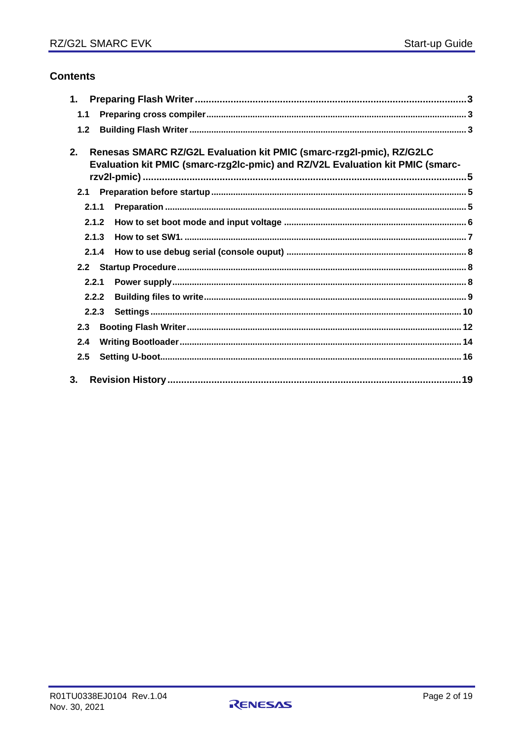## Contents

1. Preparing Flash Writer ..... 3
   - 1.1 Preparing cross compiler ..... 3
   - 1.2 Building Flash Writer ..... 3
2. Renesas SMARC RZ/G2L Evaluation kit PMIC (smarc-rzg2l-pmic), RZ/G2LC Evaluation kit PMIC (smarc-rzg2lc-pmic) and RZ/V2L Evaluation kit PMIC (smarc-rzv2l-pmic) ..... 5
   - 2.1 Preparation before startup ..... 5
     - 2.1.1 Preparation ..... 5
     - 2.1.2 How to set boot mode and input voltage ..... 6
     - 2.1.3 How to set SW1. ..... 7
     - 2.1.4 How to use debug serial (console ouput) ..... 8
   - 2.2 Startup Procedure ..... 8
     - 2.2.1 Power supply ..... 8
     - 2.2.2 Building files to write ..... 9
     - 2.2.3 Settings ..... 10
   - 2.3 Booting Flash Writer ..... 12
   - 2.4 Writing Bootloader ..... 14
   - 2.5 Setting U-boot ..... 16
3. Revision History ..... 19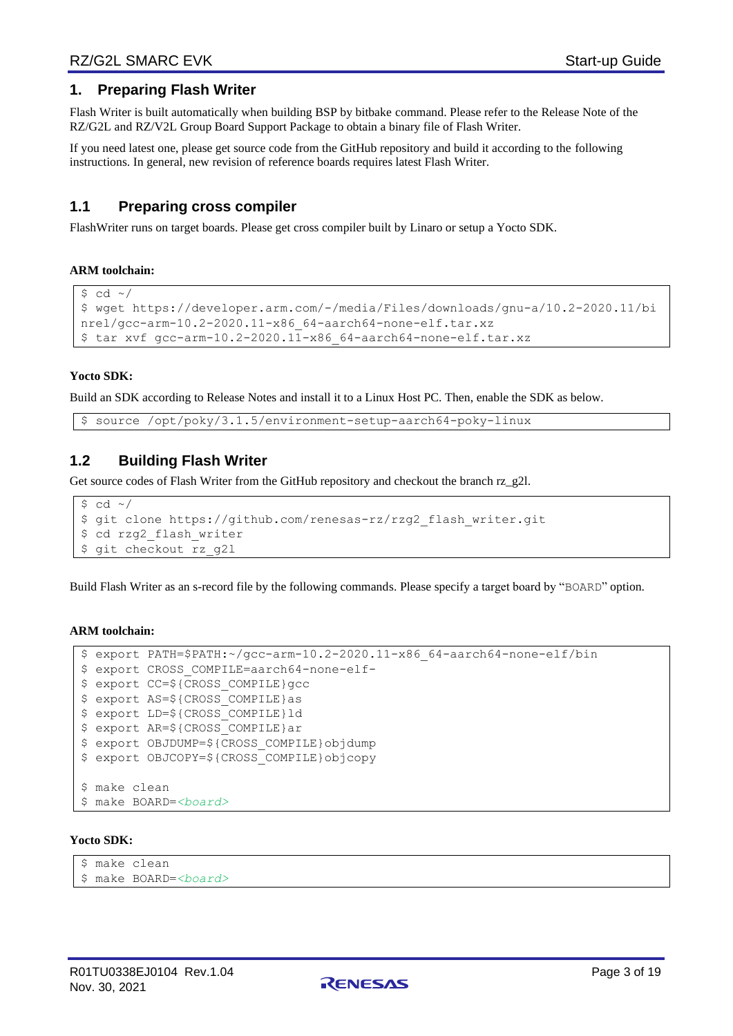# 1. Preparing Flash Writer

Flash Writer is built automatically when building BSP by bitbake command. Please refer to the Release Note of the RZ/G2L and RZ/V2L Group Board Support Package to obtain a binary file of Flash Writer.

If you need latest one, please get source code from the GitHub repository and build it according to the following instructions. In general, new revision of reference boards requires latest Flash Writer.

## 1.1 Preparing cross compiler

FlashWriter runs on target boards. Please get cross compiler built by Linaro or setup a Yocto SDK.

**ARM toolchain:**

```
$ cd ~/
$ wget https://developer.arm.com/-/media/Files/downloads/gnu-a/10.2-2020.11/binrel/gcc-arm-10.2-2020.11-x86_64-aarch64-none-elf.tar.xz
$ tar xvf gcc-arm-10.2-2020.11-x86_64-aarch64-none-elf.tar.xz
```

**Yocto SDK:**

Build an SDK according to Release Notes and install it to a Linux Host PC. Then, enable the SDK as below.

```
$ source /opt/poky/3.1.5/environment-setup-aarch64-poky-linux
```

## 1.2 Building Flash Writer

Get source codes of Flash Writer from the GitHub repository and checkout the branch rz_g2l.

```
$ cd ~/
$ git clone https://github.com/renesas-rz/rzg2_flash_writer.git
$ cd rzg2_flash_writer
$ git checkout rz_g2l
```

Build Flash Writer as an s-record file by the following commands. Please specify a target board by "BOARD" option.

**ARM toolchain:**

```
$ export PATH=$PATH:~/gcc-arm-10.2-2020.11-x86_64-aarch64-none-elf/bin
$ export CROSS_COMPILE=aarch64-none-elf-
$ export CC=${CROSS_COMPILE}gcc
$ export AS=${CROSS_COMPILE}as
$ export LD=${CROSS_COMPILE}ld
$ export AR=${CROSS_COMPILE}ar
$ export OBJDUMP=${CROSS_COMPILE}objdump
$ export OBJCOPY=${CROSS_COMPILE}objcopy

$ make clean
$ make BOARD=<board>
```

**Yocto SDK:**

```
$ make clean
$ make BOARD=<board>
```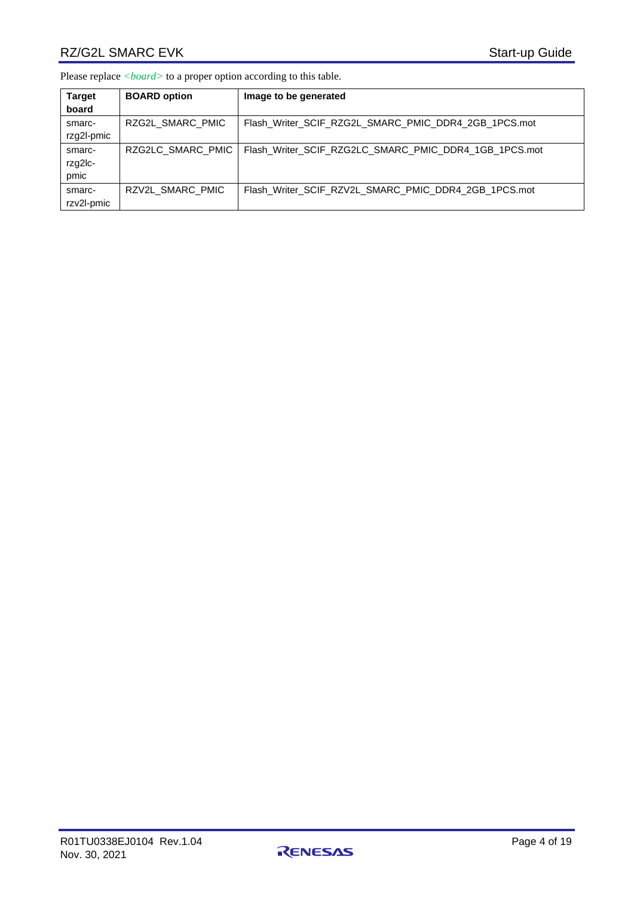Please replace *<board>* to a proper option according to this table.

| Target board | BOARD option | Image to be generated |
|---|---|---|
| smarc-rzg2l-pmic | RZG2L_SMARC_PMIC | Flash_Writer_SCIF_RZG2L_SMARC_PMIC_DDR4_2GB_1PCS.mot |
| smarc-rzg2lc-pmic | RZG2LC_SMARC_PMIC | Flash_Writer_SCIF_RZG2LC_SMARC_PMIC_DDR4_1GB_1PCS.mot |
| smarc-rzv2l-pmic | RZV2L_SMARC_PMIC | Flash_Writer_SCIF_RZV2L_SMARC_PMIC_DDR4_2GB_1PCS.mot |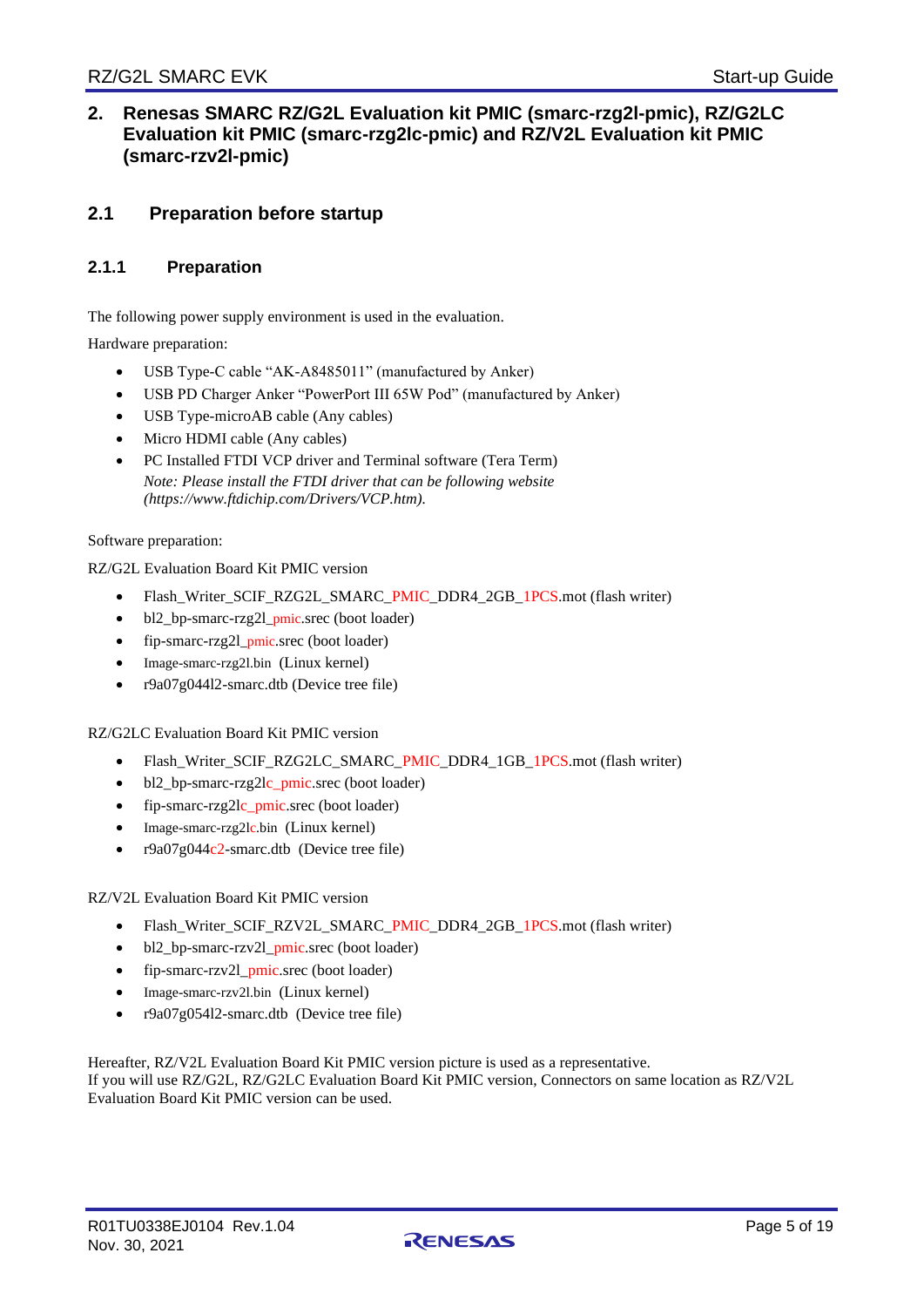## 2. Renesas SMARC RZ/G2L Evaluation kit PMIC (smarc-rzg2l-pmic), RZ/G2LC Evaluation kit PMIC (smarc-rzg2lc-pmic) and RZ/V2L Evaluation kit PMIC (smarc-rzv2l-pmic)

### 2.1 Preparation before startup

#### 2.1.1 Preparation

The following power supply environment is used in the evaluation.

Hardware preparation:

- USB Type-C cable "AK-A8485011" (manufactured by Anker)
- USB PD Charger Anker "PowerPort III 65W Pod" (manufactured by Anker)
- USB Type-microAB cable (Any cables)
- Micro HDMI cable (Any cables)
- PC Installed FTDI VCP driver and Terminal software (Tera Term)
  *Note: Please install the FTDI driver that can be following website (https://www.ftdichip.com/Drivers/VCP.htm).*

Software preparation:

RZ/G2L Evaluation Board Kit PMIC version

- Flash_Writer_SCIF_RZG2L_SMARC_PMIC_DDR4_2GB_1PCS.mot (flash writer)
- bl2_bp-smarc-rzg2l_pmic.srec (boot loader)
- fip-smarc-rzg2l_pmic.srec (boot loader)
- Image-smarc-rzg2l.bin (Linux kernel)
- r9a07g044l2-smarc.dtb (Device tree file)

RZ/G2LC Evaluation Board Kit PMIC version

- Flash_Writer_SCIF_RZG2LC_SMARC_PMIC_DDR4_1GB_1PCS.mot (flash writer)
- bl2_bp-smarc-rzg2lc_pmic.srec (boot loader)
- fip-smarc-rzg2lc_pmic.srec (boot loader)
- Image-smarc-rzg2lc.bin (Linux kernel)
- r9a07g044c2-smarc.dtb (Device tree file)

RZ/V2L Evaluation Board Kit PMIC version

- Flash_Writer_SCIF_RZV2L_SMARC_PMIC_DDR4_2GB_1PCS.mot (flash writer)
- bl2_bp-smarc-rzv2l_pmic.srec (boot loader)
- fip-smarc-rzv2l_pmic.srec (boot loader)
- Image-smarc-rzv2l.bin (Linux kernel)
- r9a07g054l2-smarc.dtb (Device tree file)

Hereafter, RZ/V2L Evaluation Board Kit PMIC version picture is used as a representative.
If you will use RZ/G2L, RZ/G2LC Evaluation Board Kit PMIC version, Connectors on same location as RZ/V2L Evaluation Board Kit PMIC version can be used.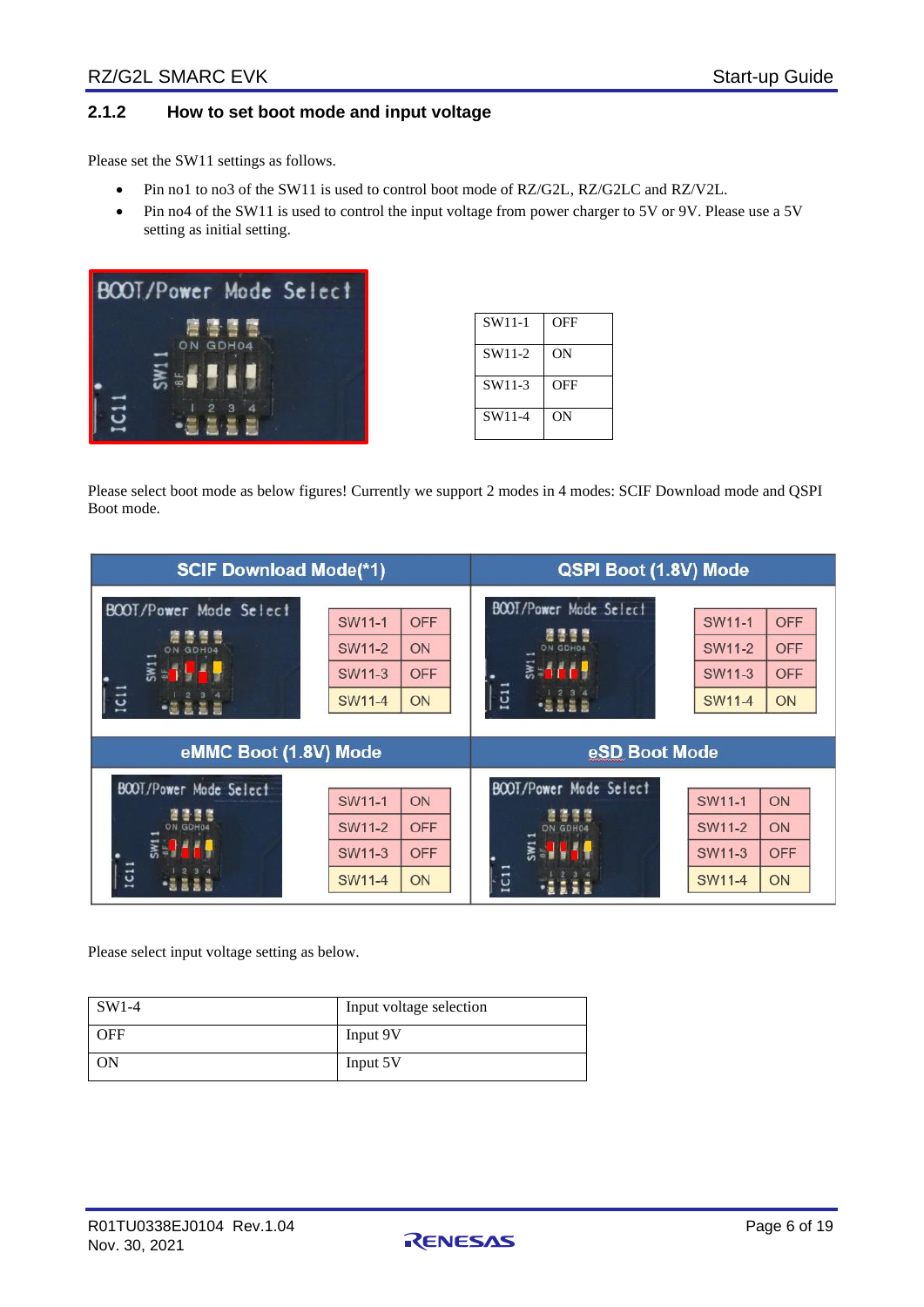### 2.1.2 How to set boot mode and input voltage

Please set the SW11 settings as follows.

- Pin no1 to no3 of the SW11 is used to control boot mode of RZ/G2L, RZ/G2LC and RZ/V2L.
- Pin no4 of the SW11 is used to control the input voltage from power charger to 5V or 9V. Please use a 5V setting as initial setting.

| SW11-1 | OFF |
|---|---|
| SW11-2 | ON |
| SW11-3 | OFF |
| SW11-4 | ON |

Please select boot mode as below figures! Currently we support 2 modes in 4 modes: SCIF Download mode and QSPI Boot mode.

**SCIF Download Mode(*1)**

| SW11-1 | OFF |
|---|---|
| SW11-2 | ON |
| SW11-3 | OFF |
| SW11-4 | ON |

**QSPI Boot (1.8V) Mode**

| SW11-1 | OFF |
|---|---|
| SW11-2 | OFF |
| SW11-3 | OFF |
| SW11-4 | ON |

**eMMC Boot (1.8V) Mode**

| SW11-1 | ON |
|---|---|
| SW11-2 | OFF |
| SW11-3 | OFF |
| SW11-4 | ON |

**eSD Boot Mode**

| SW11-1 | ON |
|---|---|
| SW11-2 | ON |
| SW11-3 | OFF |
| SW11-4 | ON |

Please select input voltage setting as below.

| SW1-4 | Input voltage selection |
|---|---|
| OFF | Input 9V |
| ON | Input 5V |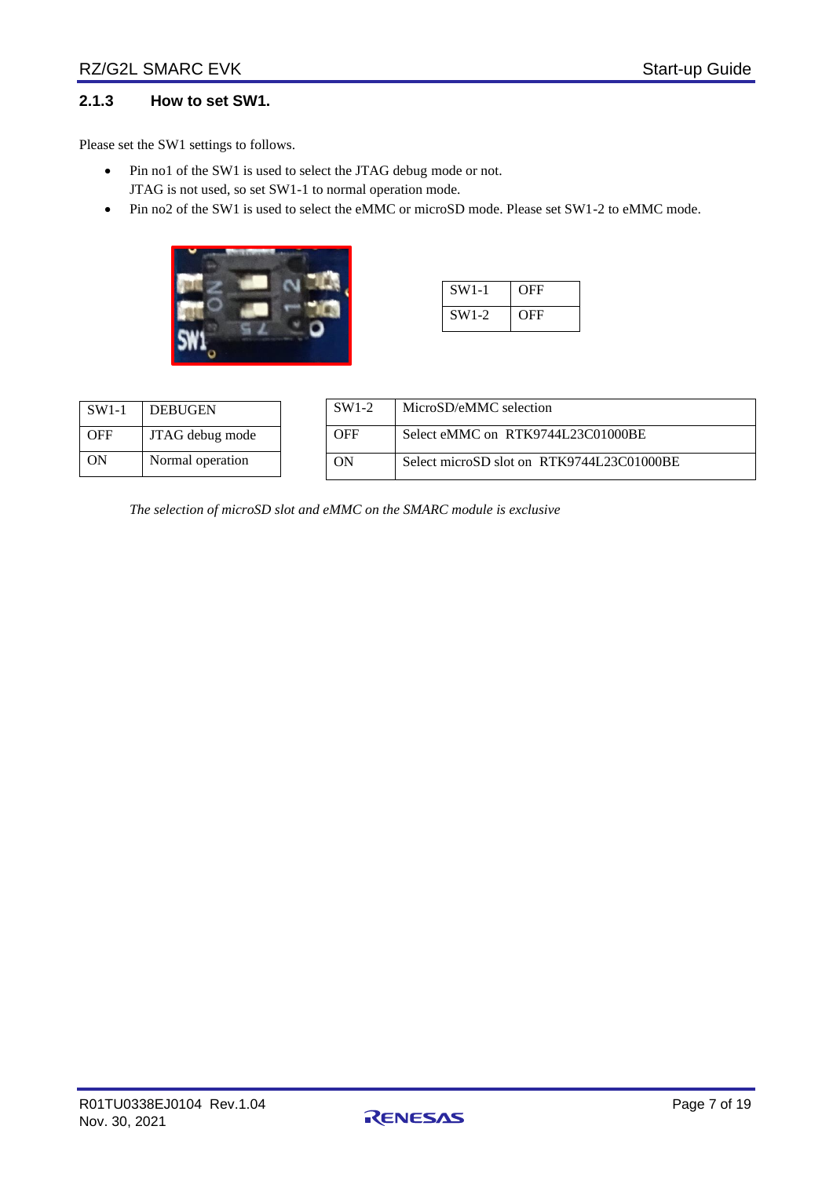### 2.1.3 How to set SW1.

Please set the SW1 settings to follows.

- Pin no1 of the SW1 is used to select the JTAG debug mode or not.
  JTAG is not used, so set SW1-1 to normal operation mode.
- Pin no2 of the SW1 is used to select the eMMC or microSD mode. Please set SW1-2 to eMMC mode.

| SW1-1 | OFF |
|---|---|
| SW1-2 | OFF |

| SW1-1 | DEBUGEN |
|---|---|
| OFF | JTAG debug mode |
| ON | Normal operation |

| SW1-2 | MicroSD/eMMC selection |
|---|---|
| OFF | Select eMMC on RTK9744L23C01000BE |
| ON | Select microSD slot on RTK9744L23C01000BE |

*The selection of microSD slot and eMMC on the SMARC module is exclusive*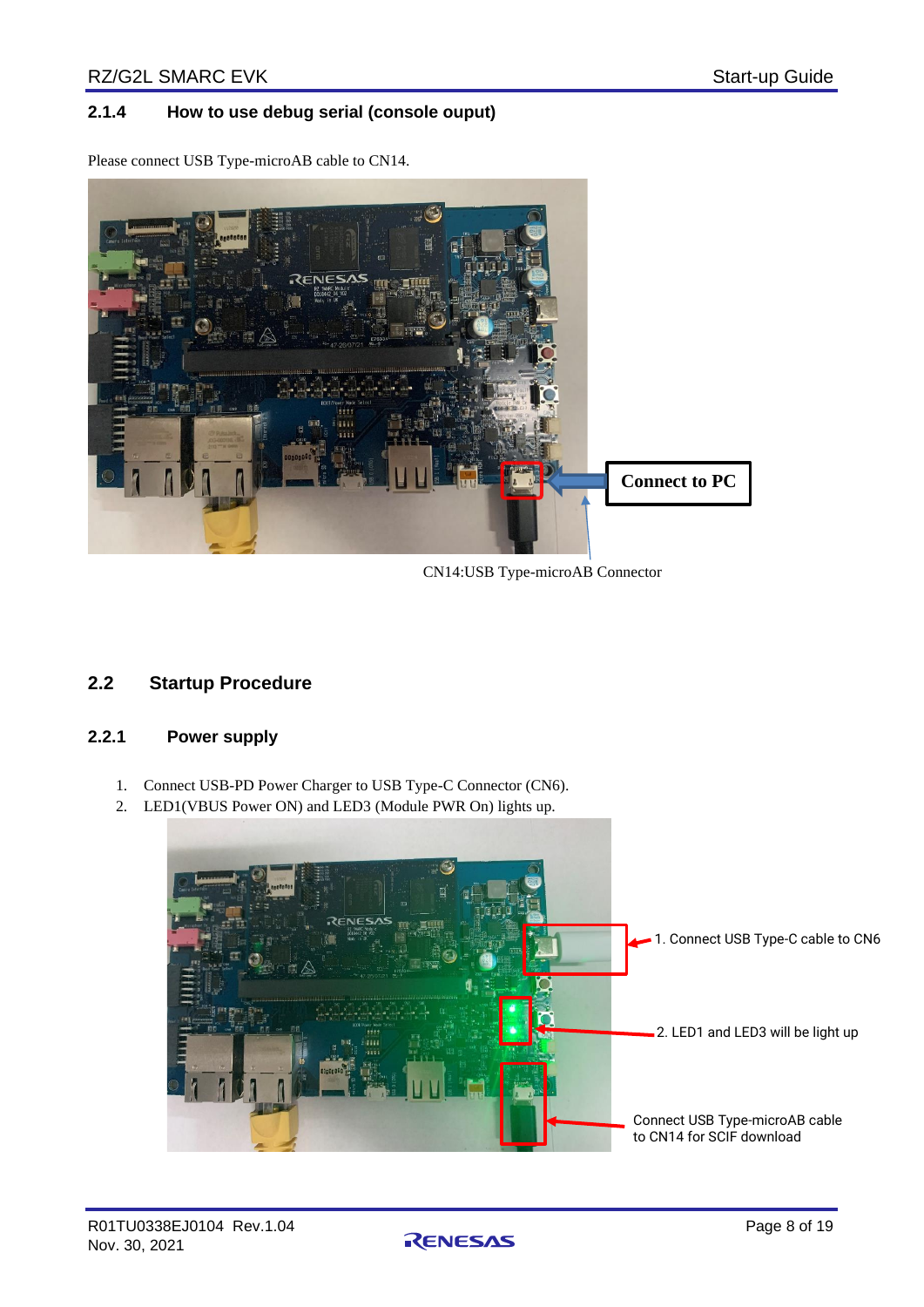### 2.1.4 How to use debug serial (console ouput)

Please connect USB Type-microAB cable to CN14.

Connect to PC

CN14:USB Type-microAB Connector

## 2.2 Startup Procedure

### 2.2.1 Power supply

1. Connect USB-PD Power Charger to USB Type-C Connector (CN6).
2. LED1(VBUS Power ON) and LED3 (Module PWR On) lights up.

1. Connect USB Type-C cable to CN6

2. LED1 and LED3 will be light up

Connect USB Type-microAB cable to CN14 for SCIF download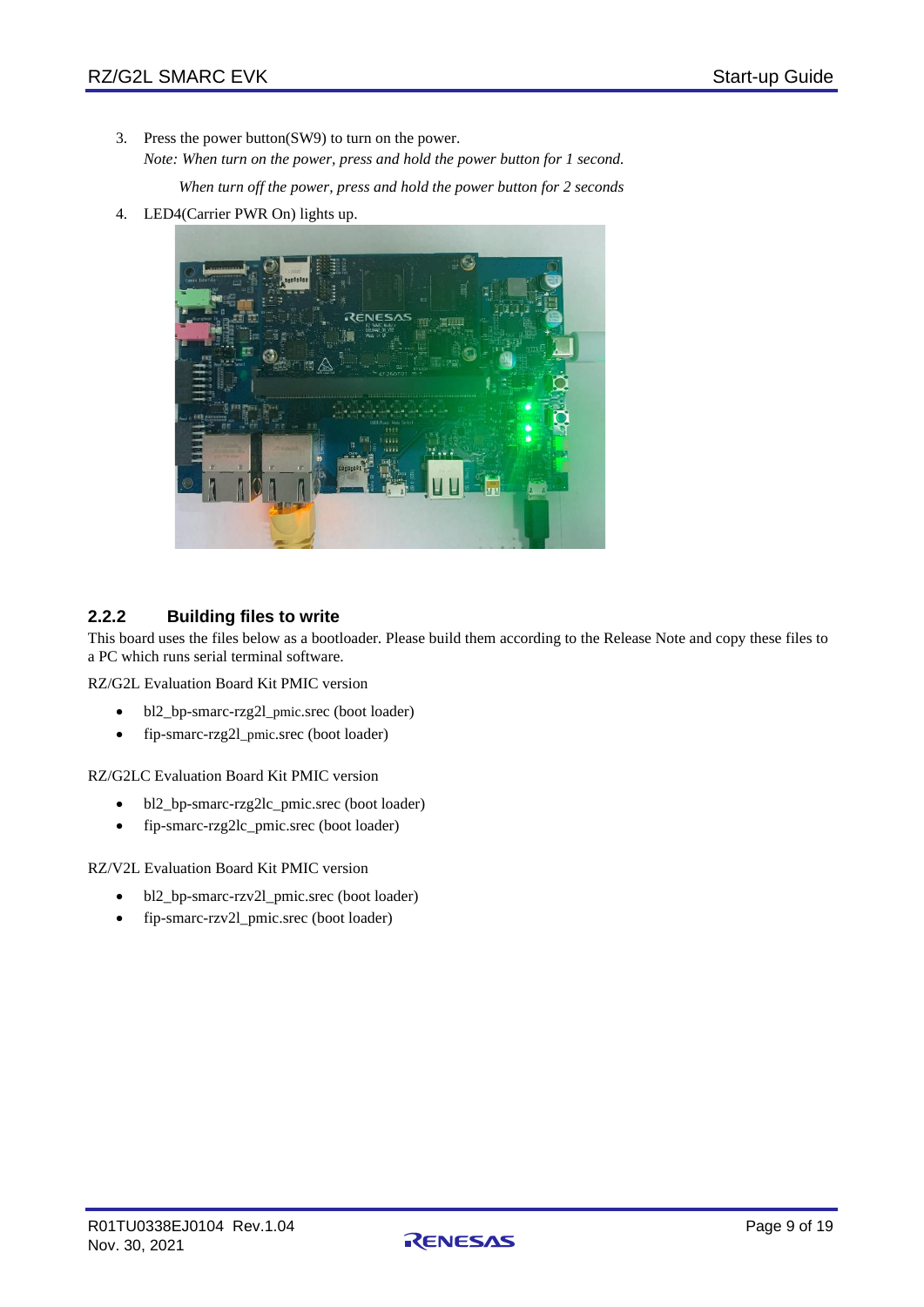3. Press the power button(SW9) to turn on the power.
   *Note: When turn on the power, press and hold the power button for 1 second.*
   *When turn off the power, press and hold the power button for 2 seconds*
4. LED4(Carrier PWR On) lights up.

### 2.2.2 Building files to write

This board uses the files below as a bootloader. Please build them according to the Release Note and copy these files to a PC which runs serial terminal software.

RZ/G2L Evaluation Board Kit PMIC version

- bl2_bp-smarc-rzg2l_pmic.srec (boot loader)
- fip-smarc-rzg2l_pmic.srec (boot loader)

RZ/G2LC Evaluation Board Kit PMIC version

- bl2_bp-smarc-rzg2lc_pmic.srec (boot loader)
- fip-smarc-rzg2lc_pmic.srec (boot loader)

RZ/V2L Evaluation Board Kit PMIC version

- bl2_bp-smarc-rzv2l_pmic.srec (boot loader)
- fip-smarc-rzv2l_pmic.srec (boot loader)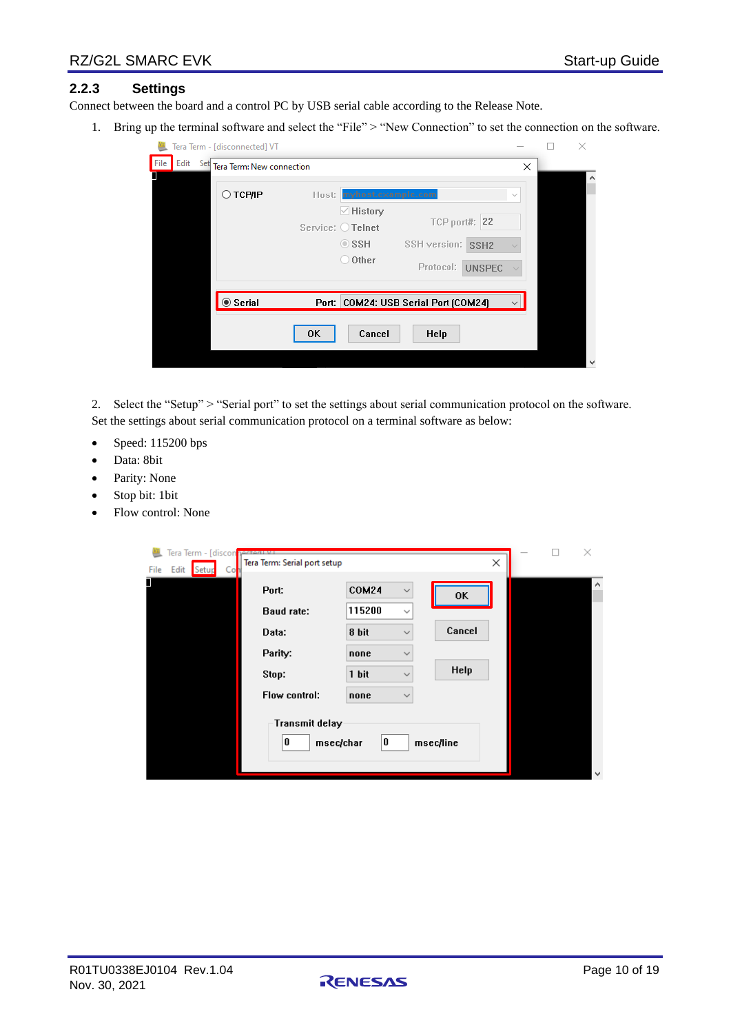### 2.2.3 Settings

Connect between the board and a control PC by USB serial cable according to the Release Note.

1. Bring up the terminal software and select the “File” > “New Connection” to set the connection on the software.

2. Select the “Setup” > “Serial port” to set the settings about serial communication protocol on the software.

Set the settings about serial communication protocol on a terminal software as below:

- Speed: 115200 bps
- Data: 8bit
- Parity: None
- Stop bit: 1bit
- Flow control: None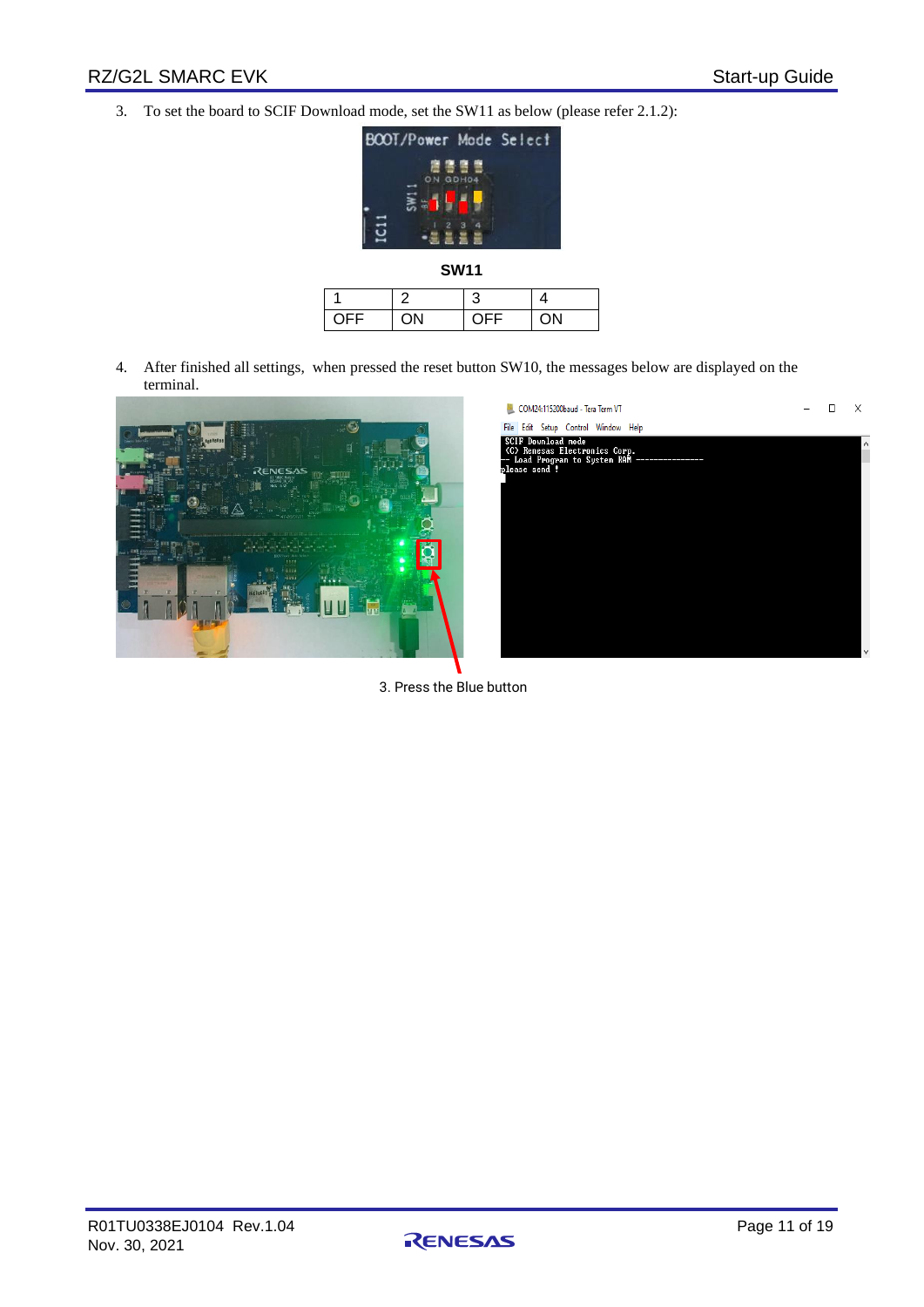3. To set the board to SCIF Download mode, set the SW11 as below (please refer 2.1.2):

**SW11**

| 1 | 2 | 3 | 4 |
|---|---|---|---|
| OFF | ON | OFF | ON |

4. After finished all settings, when pressed the reset button SW10, the messages below are displayed on the terminal.

```
SCIF Download mode
(C) Renesas Electronics Corp.
-- Load Program to System RAM ---------------
please send !
```

3. Press the Blue button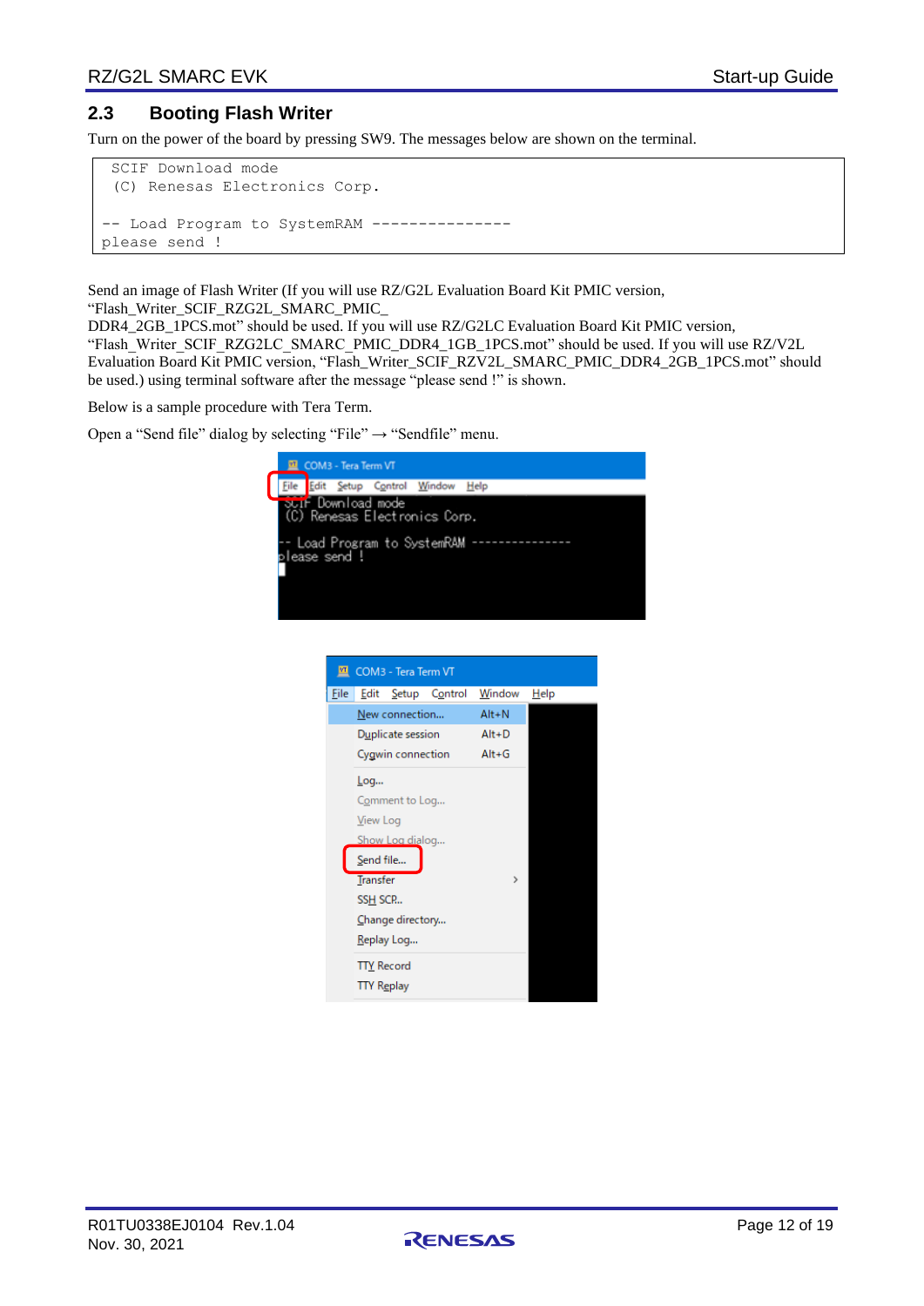## 2.3 Booting Flash Writer

Turn on the power of the board by pressing SW9. The messages below are shown on the terminal.

```
 SCIF Download mode
 (C) Renesas Electronics Corp.

-- Load Program to SystemRAM ---------------
please send !
```

Send an image of Flash Writer (If you will use RZ/G2L Evaluation Board Kit PMIC version, "Flash_Writer_SCIF_RZG2L_SMARC_PMIC_DDR4_2GB_1PCS.mot" should be used. If you will use RZ/G2LC Evaluation Board Kit PMIC version, "Flash_Writer_SCIF_RZG2LC_SMARC_PMIC_DDR4_1GB_1PCS.mot" should be used. If you will use RZ/V2L Evaluation Board Kit PMIC version, "Flash_Writer_SCIF_RZV2L_SMARC_PMIC_DDR4_2GB_1PCS.mot" should be used.) using terminal software after the message "please send !" is shown.

Below is a sample procedure with Tera Term.

Open a "Send file" dialog by selecting "File" → "Sendfile" menu.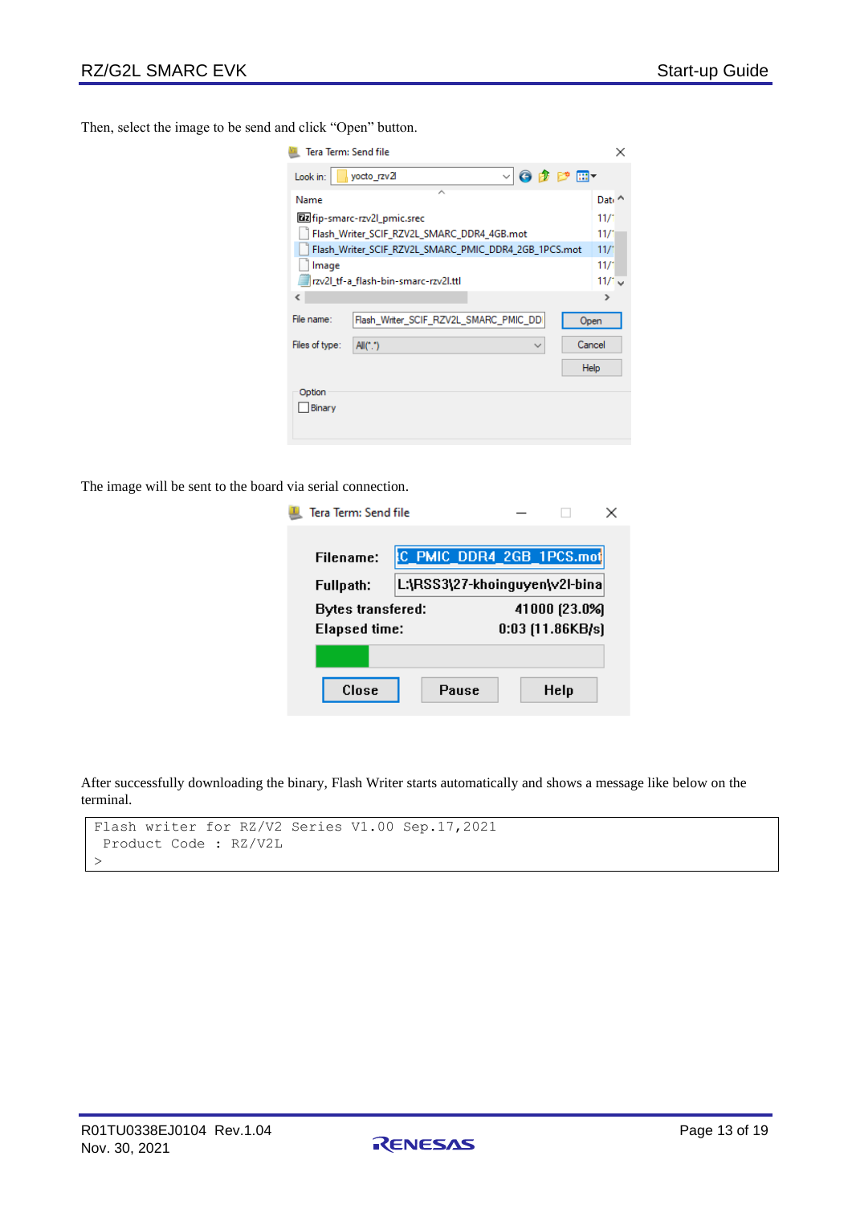Then, select the image to be send and click “Open” button.

The image will be sent to the board via serial connection.

After successfully downloading the binary, Flash Writer starts automatically and shows a message like below on the terminal.

```
Flash writer for RZ/V2 Series V1.00 Sep.17,2021
 Product Code : RZ/V2L
>
```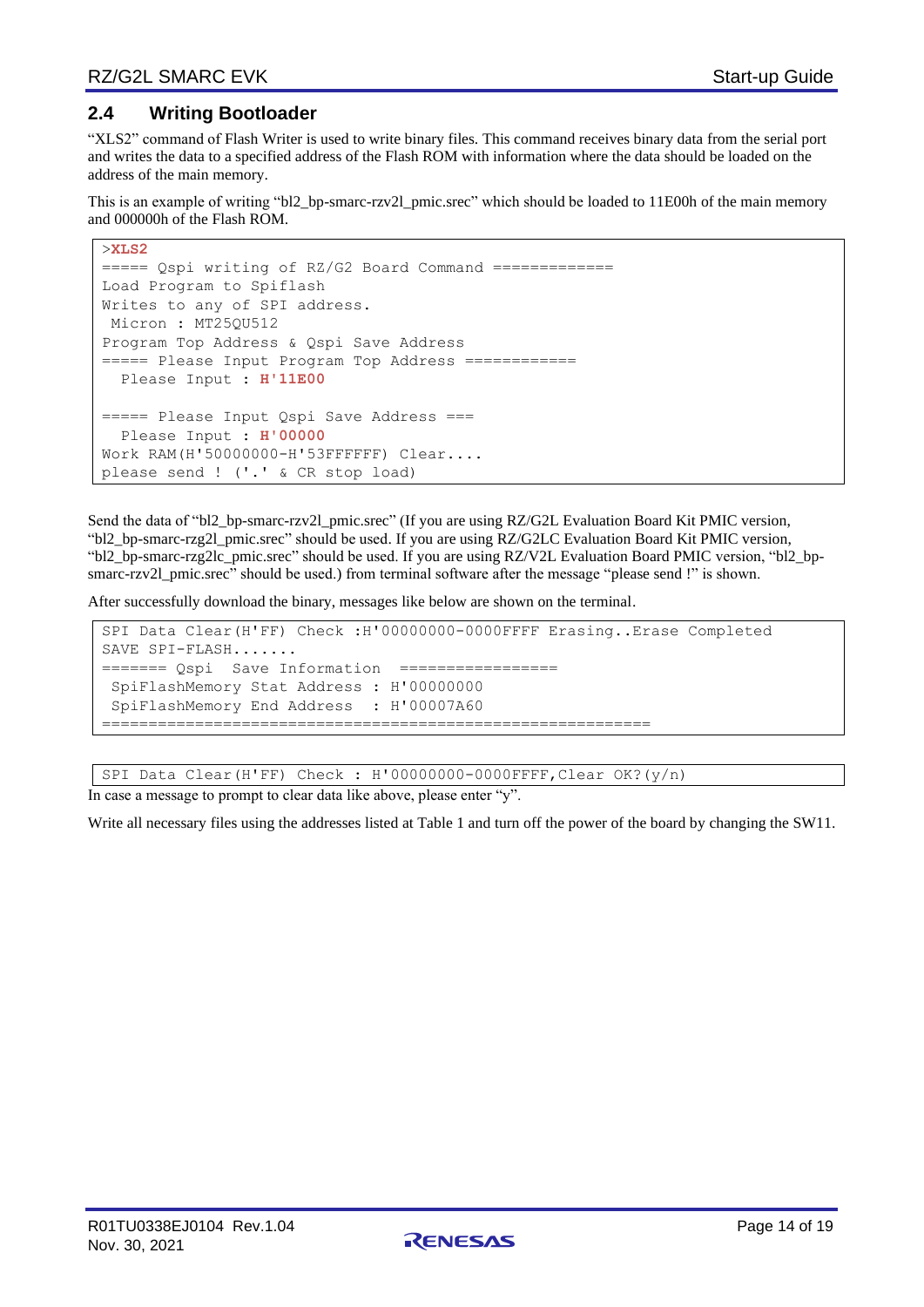## 2.4 Writing Bootloader

"XLS2" command of Flash Writer is used to write binary files. This command receives binary data from the serial port and writes the data to a specified address of the Flash ROM with information where the data should be loaded on the address of the main memory.

This is an example of writing "bl2_bp-smarc-rzv2l_pmic.srec" which should be loaded to 11E00h of the main memory and 000000h of the Flash ROM.

```
>XLS2
===== Qspi writing of RZ/G2 Board Command =============
Load Program to Spiflash
Writes to any of SPI address.
 Micron : MT25QU512
Program Top Address & Qspi Save Address
===== Please Input Program Top Address ============
  Please Input : H'11E00

===== Please Input Qspi Save Address ===
  Please Input : H'00000
Work RAM(H'50000000-H'53FFFFFF) Clear....
please send ! ('.' & CR stop load)
```

Send the data of "bl2_bp-smarc-rzv2l_pmic.srec" (If you are using RZ/G2L Evaluation Board Kit PMIC version, "bl2_bp-smarc-rzg2l_pmic.srec" should be used. If you are using RZ/G2LC Evaluation Board Kit PMIC version, "bl2_bp-smarc-rzg2lc_pmic.srec" should be used. If you are using RZ/V2L Evaluation Board PMIC version, "bl2_bp-smarc-rzv2l_pmic.srec" should be used.) from terminal software after the message "please send !" is shown.

After successfully download the binary, messages like below are shown on the terminal.

```
SPI Data Clear(H'FF) Check :H'00000000-0000FFFF Erasing..Erase Completed
SAVE SPI-FLASH.......
======= Qspi  Save Information  =================
 SpiFlashMemory Stat Address : H'00000000
 SpiFlashMemory End Address  : H'00007A60
===========================================================
```

```
SPI Data Clear(H'FF) Check : H'00000000-0000FFFF,Clear OK?(y/n)
```

In case a message to prompt to clear data like above, please enter "y".

Write all necessary files using the addresses listed at Table 1 and turn off the power of the board by changing the SW11.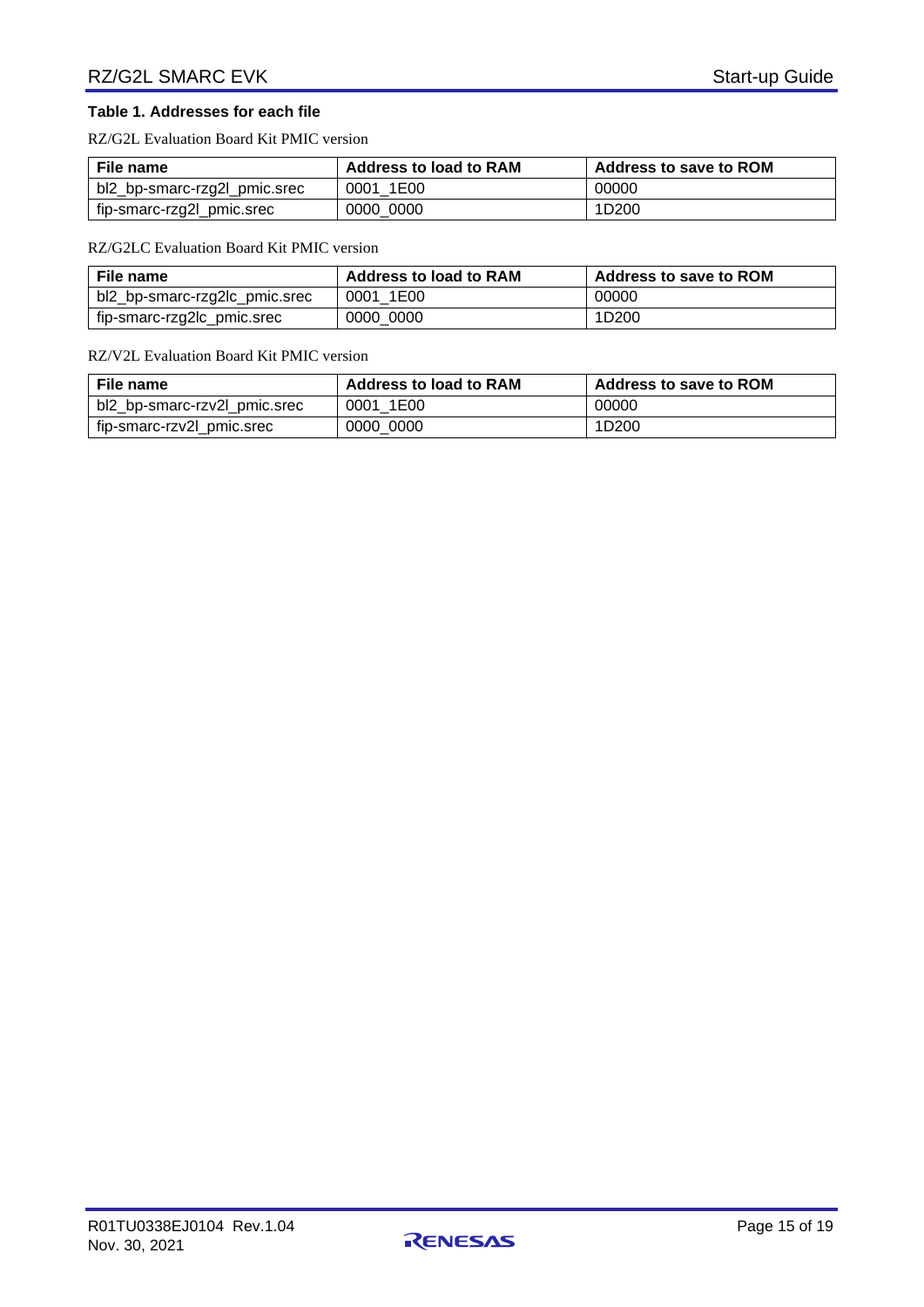**Table 1. Addresses for each file**

RZ/G2L Evaluation Board Kit PMIC version

| File name | Address to load to RAM | Address to save to ROM |
|---|---|---|
| bl2_bp-smarc-rzg2l_pmic.srec | 0001_1E00 | 00000 |
| fip-smarc-rzg2l_pmic.srec | 0000_0000 | 1D200 |

RZ/G2LC Evaluation Board Kit PMIC version

| File name | Address to load to RAM | Address to save to ROM |
|---|---|---|
| bl2_bp-smarc-rzg2lc_pmic.srec | 0001_1E00 | 00000 |
| fip-smarc-rzg2lc_pmic.srec | 0000_0000 | 1D200 |

RZ/V2L Evaluation Board Kit PMIC version

| File name | Address to load to RAM | Address to save to ROM |
|---|---|---|
| bl2_bp-smarc-rzv2l_pmic.srec | 0001_1E00 | 00000 |
| fip-smarc-rzv2l_pmic.srec | 0000_0000 | 1D200 |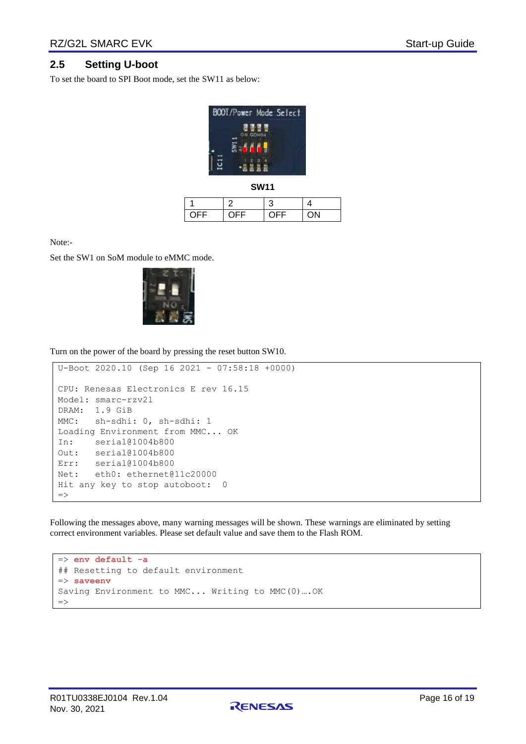## 2.5 Setting U-boot

To set the board to SPI Boot mode, set the SW11 as below:

**SW11**

| 1 | 2 | 3 | 4 |
|---|---|---|---|
| OFF | OFF | OFF | ON |

Note:-

Set the SW1 on SoM module to eMMC mode.

Turn on the power of the board by pressing the reset button SW10.

```
U-Boot 2020.10 (Sep 16 2021 - 07:58:18 +0000)

CPU: Renesas Electronics E rev 16.15
Model: smarc-rzv2l
DRAM:  1.9 GiB
MMC:   sh-sdhi: 0, sh-sdhi: 1
Loading Environment from MMC... OK
In:    serial@1004b800
Out:   serial@1004b800
Err:   serial@1004b800
Net:   eth0: ethernet@11c20000
Hit any key to stop autoboot:  0
=>
```

Following the messages above, many warning messages will be shown. These warnings are eliminated by setting correct environment variables. Please set default value and save them to the Flash ROM.

```
=> env default -a
## Resetting to default environment
=> saveenv
Saving Environment to MMC... Writing to MMC(0)….OK
=>
```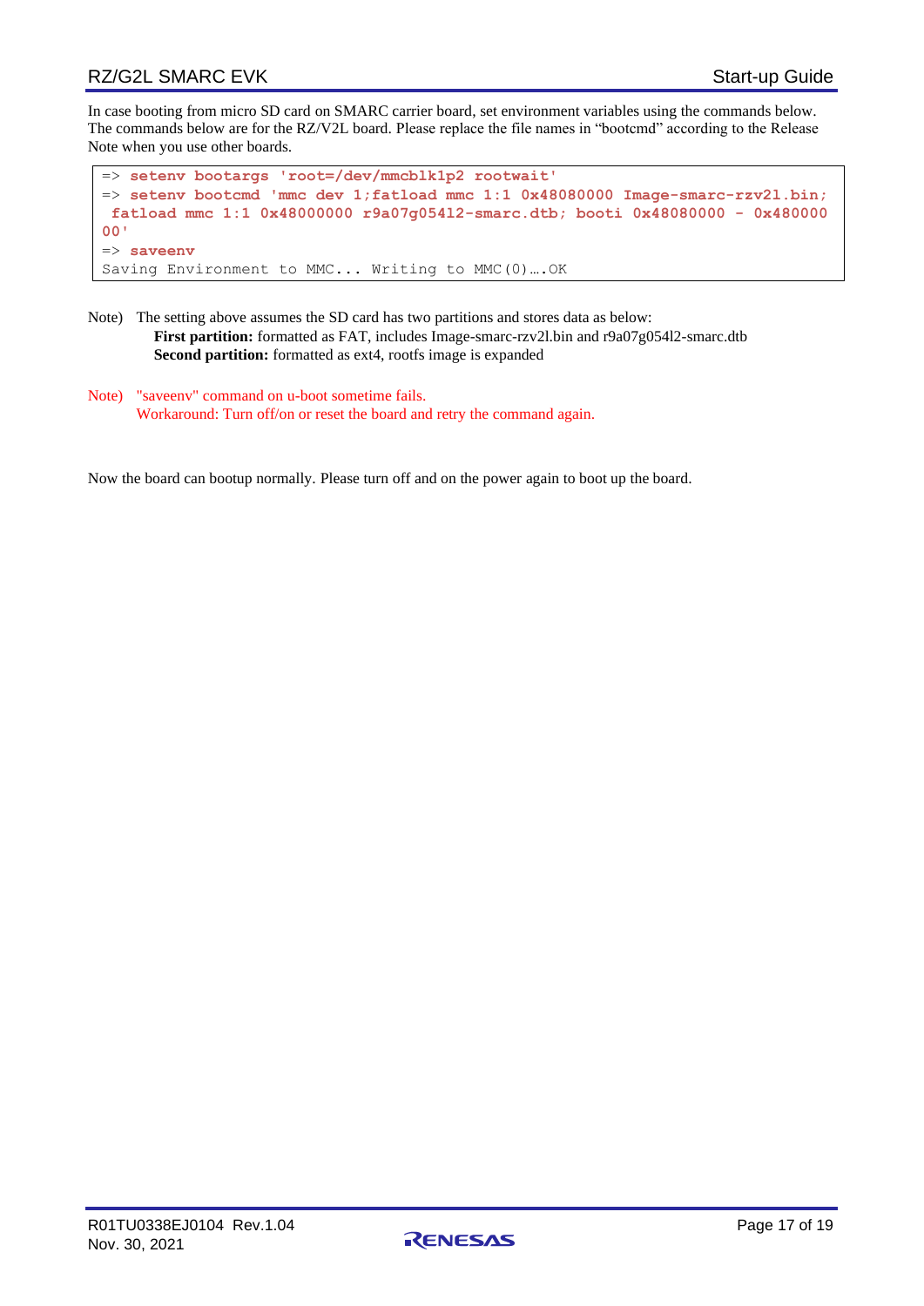In case booting from micro SD card on SMARC carrier board, set environment variables using the commands below. The commands below are for the RZ/V2L board. Please replace the file names in "bootcmd" according to the Release Note when you use other boards.

```
=> setenv bootargs 'root=/dev/mmcblk1p2 rootwait'
=> setenv bootcmd 'mmc dev 1;fatload mmc 1:1 0x48080000 Image-smarc-rzv2l.bin;
 fatload mmc 1:1 0x48000000 r9a07g054l2-smarc.dtb; booti 0x48080000 - 0x480000
00'
=> saveenv
Saving Environment to MMC... Writing to MMC(0)….OK
```

Note) The setting above assumes the SD card has two partitions and stores data as below:
**First partition:** formatted as FAT, includes Image-smarc-rzv2l.bin and r9a07g054l2-smarc.dtb
**Second partition:** formatted as ext4, rootfs image is expanded

Note) "saveenv" command on u-boot sometime fails.
Workaround: Turn off/on or reset the board and retry the command again.

Now the board can bootup normally. Please turn off and on the power again to boot up the board.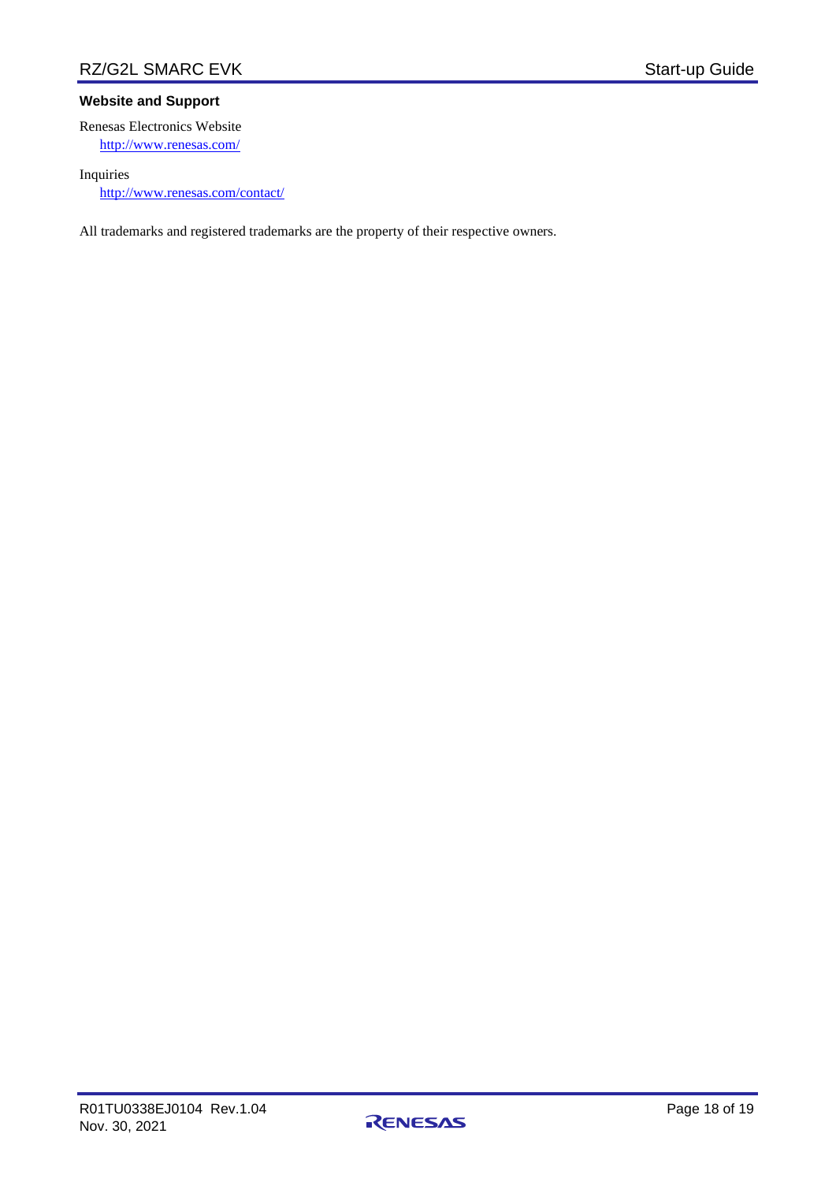**Website and Support**

Renesas Electronics Website
http://www.renesas.com/

Inquiries
http://www.renesas.com/contact/

All trademarks and registered trademarks are the property of their respective owners.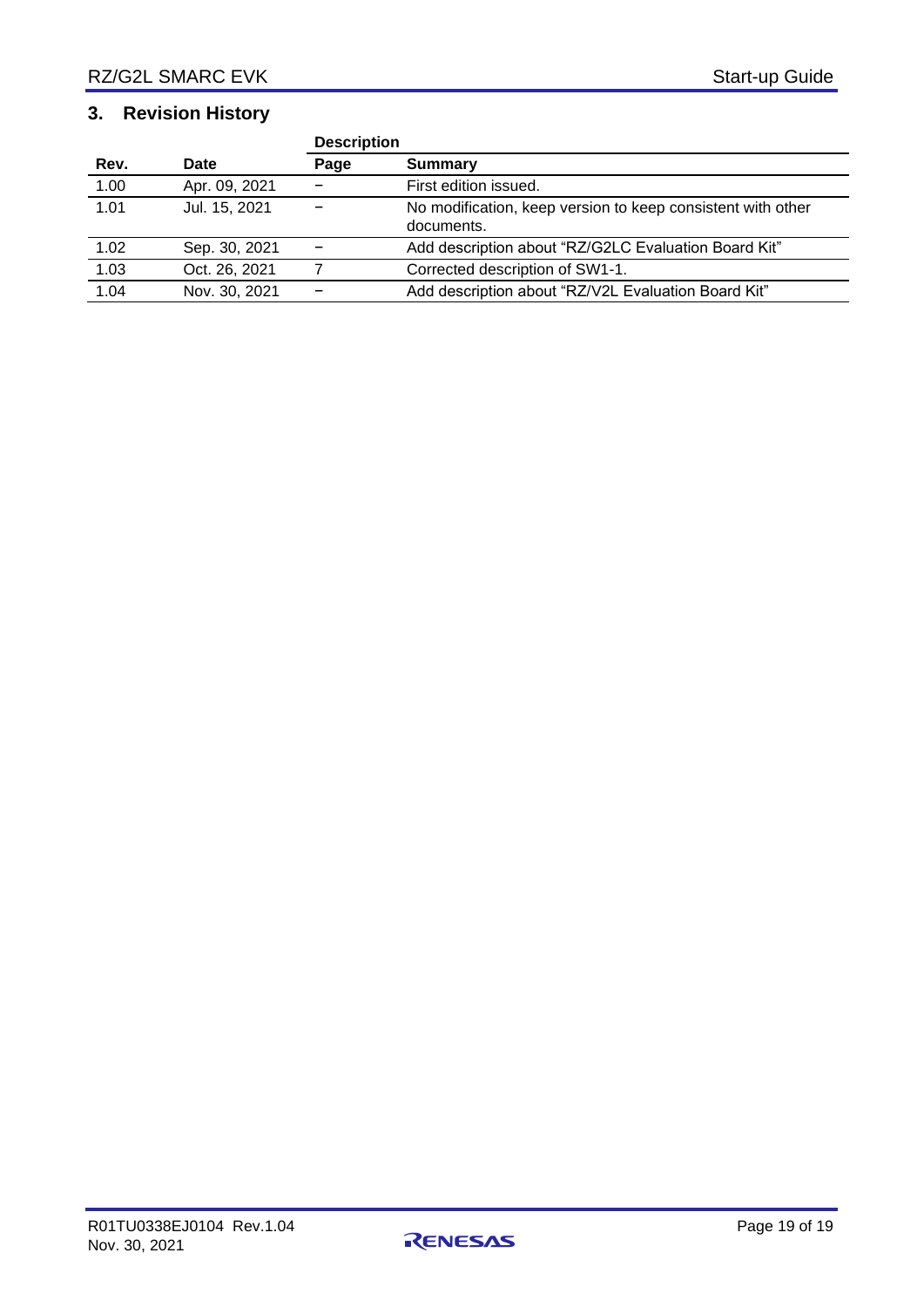## 3. Revision History

| Rev. | Date | Description | |
|---|---|---|---|
| | | **Page** | **Summary** |
| 1.00 | Apr. 09, 2021 | − | First edition issued. |
| 1.01 | Jul. 15, 2021 | − | No modification, keep version to keep consistent with other documents. |
| 1.02 | Sep. 30, 2021 | − | Add description about “RZ/G2LC Evaluation Board Kit” |
| 1.03 | Oct. 26, 2021 | 7 | Corrected description of SW1-1. |
| 1.04 | Nov. 30, 2021 | − | Add description about “RZ/V2L Evaluation Board Kit” |